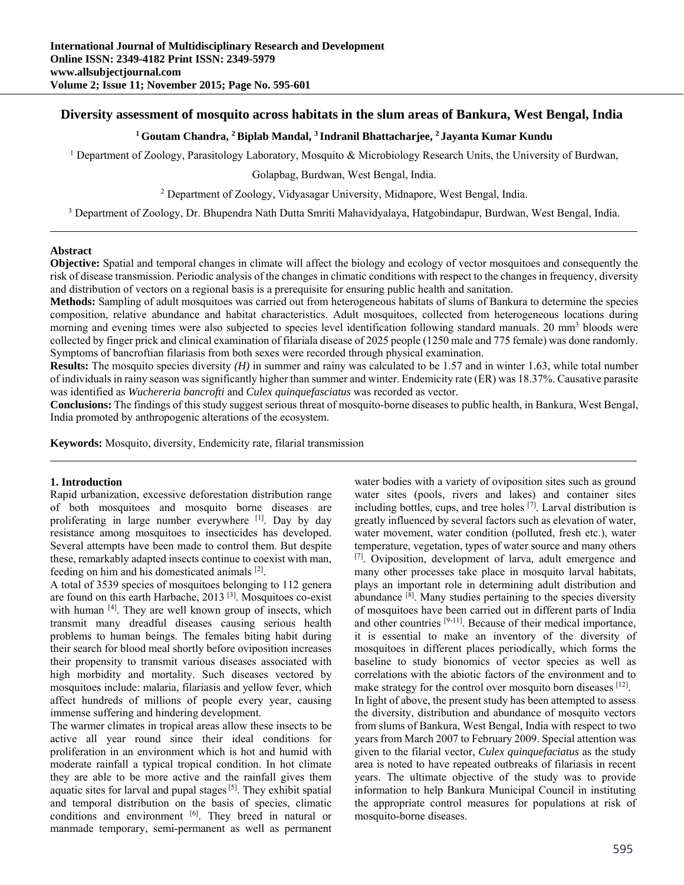# Diversity assessment of mosquito across habitats in the slum areas of Bankura, West Bengal, India

**[1] Goutam Chandra, [2] Biplab Mandal, [3] Indranil Bhattacharjee, [2] Jayanta Kumar Kundu**

[1] Department of Zoology, Parasitology Laboratory, Mosquito & Microbiology Research Units, the University of Burdwan, Golapbag, Burdwan, West Bengal, India.

[2] Department of Zoology, Vidyasagar University, Midnapore, West Bengal, India.

[3] Department of Zoology, Dr. Bhupendra Nath Dutta Smriti Mahavidyalaya, Hatgobindapur, Burdwan, West Bengal, India.

## Abstract

**Objective:** Spatial and temporal changes in climate will affect the biology and ecology of vector mosquitoes and consequently the risk of disease transmission. Periodic analysis of the changes in climatic conditions with respect to the changes in frequency, diversity and distribution of vectors on a regional basis is a prerequisite for ensuring public health and sanitation.

**Methods:** Sampling of adult mosquitoes was carried out from heterogeneous habitats of slums of Bankura to determine the species composition, relative abundance and habitat characteristics. Adult mosquitoes, collected from heterogeneous locations during morning and evening times were also subjected to species level identification following standard manuals. 20 $mm^3$ bloods were collected by finger prick and clinical examination of filariala disease of 2025 people (1250 male and 775 female) was done randomly. Symptoms of bancroftian filariasis from both sexes were recorded through physical examination.

**Results:** The mosquito species diversity *(H)* in summer and rainy was calculated to be 1.57 and in winter 1.63, while total number of individuals in rainy season was significantly higher than summer and winter. Endemicity rate (ER) was 18.37%. Causative parasite was identified as *Wuchereria bancrofti* and *Culex quinquefasciatus* was recorded as vector.

**Conclusions:** The findings of this study suggest serious threat of mosquito-borne diseases to public health, in Bankura, West Bengal, India promoted by anthropogenic alterations of the ecosystem.

**Keywords:** Mosquito, diversity, Endemicity rate, filarial transmission

## 1. Introduction

Rapid urbanization, excessive deforestation distribution range of both mosquitoes and mosquito borne diseases are proliferating in large number everywhere [1]. Day by day resistance among mosquitoes to insecticides has developed. Several attempts have been made to control them. But despite these, remarkably adapted insects continue to coexist with man, feeding on him and his domesticated animals [2].

A total of 3539 species of mosquitoes belonging to 112 genera are found on this earth Harbache, 2013 [3]. Mosquitoes co-exist with human [4]. They are well known group of insects, which transmit many dreadful diseases causing serious health problems to human beings. The females biting habit during their search for blood meal shortly before oviposition increases their propensity to transmit various diseases associated with high morbidity and mortality. Such diseases vectored by mosquitoes include: malaria, filariasis and yellow fever, which affect hundreds of millions of people every year, causing immense suffering and hindering development.

The warmer climates in tropical areas allow these insects to be active all year round since their ideal conditions for proliferation in an environment which is hot and humid with moderate rainfall a typical tropical condition. In hot climate they are able to be more active and the rainfall gives them aquatic sites for larval and pupal stages [5]. They exhibit spatial and temporal distribution on the basis of species, climatic conditions and environment [6]. They breed in natural or manmade temporary, semi-permanent as well as permanent water bodies with a variety of oviposition sites such as ground water sites (pools, rivers and lakes) and container sites including bottles, cups, and tree holes [7]. Larval distribution is greatly influenced by several factors such as elevation of water, water movement, water condition (polluted, fresh etc.), water temperature, vegetation, types of water source and many others [7]. Oviposition, development of larva, adult emergence and many other processes take place in mosquito larval habitats, plays an important role in determining adult distribution and abundance [8]. Many studies pertaining to the species diversity of mosquitoes have been carried out in different parts of India and other countries [9-11]. Because of their medical importance, it is essential to make an inventory of the diversity of mosquitoes in different places periodically, which forms the baseline to study bionomics of vector species as well as correlations with the abiotic factors of the environment and to make strategy for the control over mosquito born diseases [12].

In light of above, the present study has been attempted to assess the diversity, distribution and abundance of mosquito vectors from slums of Bankura, West Bengal, India with respect to two years from March 2007 to February 2009. Special attention was given to the filarial vector, *Culex quinquefaciatus* as the study area is noted to have repeated outbreaks of filariasis in recent years. The ultimate objective of the study was to provide information to help Bankura Municipal Council in instituting the appropriate control measures for populations at risk of mosquito-borne diseases.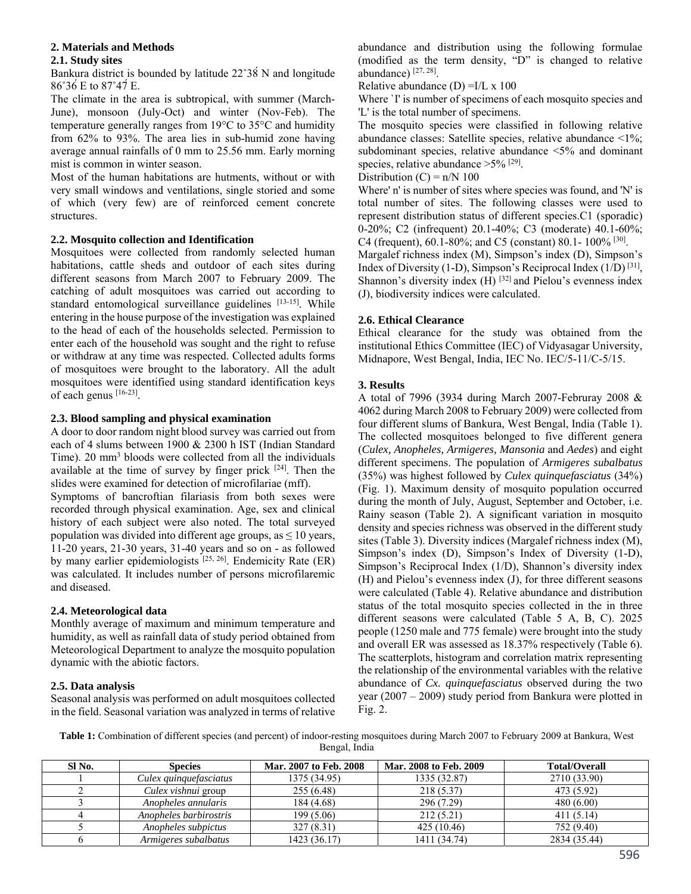## 2. Materials and Methods

### 2.1. Study sites

Bankura district is bounded by latitude 22˚38́ N and longitude 86˚36́ E to 87˚47́ E.

The climate in the area is subtropical, with summer (March-June), monsoon (July-Oct) and winter (Nov-Feb). The temperature generally ranges from 19°C to 35°C and humidity from 62% to 93%. The area lies in sub-humid zone having average annual rainfalls of 0 mm to 25.56 mm. Early morning mist is common in winter season.

Most of the human habitations are hutments, without or with very small windows and ventilations, single storied and some of which (very few) are of reinforced cement concrete structures.

### 2.2. Mosquito collection and Identification

Mosquitoes were collected from randomly selected human habitations, cattle sheds and outdoor of each sites during different seasons from March 2007 to February 2009. The catching of adult mosquitoes was carried out according to standard entomological surveillance guidelines [13-15]. While entering in the house purpose of the investigation was explained to the head of each of the households selected. Permission to enter each of the household was sought and the right to refuse or withdraw at any time was respected. Collected adults forms of mosquitoes were brought to the laboratory. All the adult mosquitoes were identified using standard identification keys of each genus [16-23].

### 2.3. Blood sampling and physical examination

A door to door random night blood survey was carried out from each of 4 slums between 1900 & 2300 h IST (Indian Standard Time). 20 $mm^3$ bloods were collected from all the individuals available at the time of survey by finger prick [24]. Then the slides were examined for detection of microfilariae (mff).

Symptoms of bancroftian filariasis from both sexes were recorded through physical examination. Age, sex and clinical history of each subject were also noted. The total surveyed population was divided into different age groups, as ≤ 10 years, 11-20 years, 21-30 years, 31-40 years and so on - as followed by many earlier epidemiologists [25, 26]. Endemicity Rate (ER) was calculated. It includes number of persons microfilaremic and diseased.

### 2.4. Meteorological data

Monthly average of maximum and minimum temperature and humidity, as well as rainfall data of study period obtained from Meteorological Department to analyze the mosquito population dynamic with the abiotic factors.

### 2.5. Data analysis

Seasonal analysis was performed on adult mosquitoes collected in the field. Seasonal variation was analyzed in terms of relative abundance and distribution using the following formulae (modified as the term density, "D" is changed to relative abundance) [27, 28].

Relative abundance (D) =I/L x 100

Where `I' is number of specimens of each mosquito species and 'L' is the total number of specimens.

The mosquito species were classified in following relative abundance classes: Satellite species, relative abundance <1%; subdominant species, relative abundance <5% and dominant species, relative abundance >5% [29].

Distribution (C) = n/N 100

Where' n' is number of sites where species was found, and 'N' is total number of sites. The following classes were used to represent distribution status of different species.C1 (sporadic) 0-20%; C2 (infrequent) 20.1-40%; C3 (moderate) 40.1-60%; C4 (frequent), 60.1-80%; and C5 (constant) 80.1- 100% [30].

Margalef richness index (M), Simpson's index (D), Simpson's Index of Diversity (1-D), Simpson's Reciprocal Index (1/D) [31], Shannon's diversity index (H) [32] and Pielou's evenness index (J), biodiversity indices were calculated.

### 2.6. Ethical Clearance

Ethical clearance for the study was obtained from the institutional Ethics Committee (IEC) of Vidyasagar University, Midnapore, West Bengal, India, IEC No. IEC/5-11/C-5/15.

## 3. Results

A total of 7996 (3934 during March 2007-Februray 2008 & 4062 during March 2008 to February 2009) were collected from four different slums of Bankura, West Bengal, India (Table 1). The collected mosquitoes belonged to five different genera (*Culex, Anopheles, Armigeres, Mansonia* and *Aedes*) and eight different specimens. The population of *Armigeres subalbatus* (35%) was highest followed by *Culex quinquefasciatus* (34%) (Fig. 1). Maximum density of mosquito population occurred during the month of July, August, September and October, i.e. Rainy season (Table 2). A significant variation in mosquito density and species richness was observed in the different study sites (Table 3). Diversity indices (Margalef richness index (M), Simpson's index (D), Simpson's Index of Diversity (1-D), Simpson's Reciprocal Index (1/D), Shannon's diversity index (H) and Pielou's evenness index (J), for three different seasons were calculated (Table 4). Relative abundance and distribution status of the total mosquito species collected in the in three different seasons were calculated (Table 5 A, B, C). 2025 people (1250 male and 775 female) were brought into the study and overall ER was assessed as 18.37% respectively (Table 6). The scatterplots, histogram and correlation matrix representing the relationship of the environmental variables with the relative abundance of *Cx. quinquefasciatus* observed during the two year (2007 – 2009) study period from Bankura were plotted in Fig. 2.

**Table 1:** Combination of different species (and percent) of indoor-resting mosquitoes during March 2007 to February 2009 at Bankura, West Bengal, India

| Sl No. | Species | Mar. 2007 to Feb. 2008 | Mar. 2008 to Feb. 2009 | Total/Overall |
|---|---|---|---|---|
| 1 | *Culex quinquefasciatus* | 1375 (34.95) | 1335 (32.87) | 2710 (33.90) |
| 2 | *Culex vishnui* group | 255 (6.48) | 218 (5.37) | 473 (5.92) |
| 3 | *Anopheles annularis* | 184 (4.68) | 296 (7.29) | 480 (6.00) |
| 4 | *Anopheles barbirostris* | 199 (5.06) | 212 (5.21) | 411 (5.14) |
| 5 | *Anopheles subpictus* | 327 (8.31) | 425 (10.46) | 752 (9.40) |
| 6 | *Armigeres subalbatus* | 1423 (36.17) | 1411 (34.74) | 2834 (35.44) |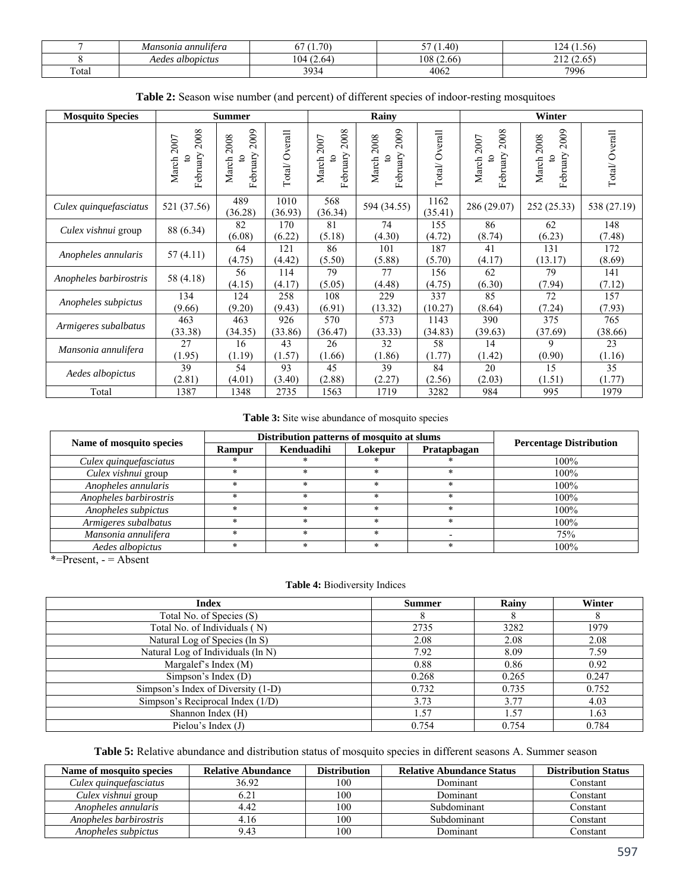| | | | | |
|---|---|---|---|---|
| 7 | *Mansonia annulifera* | 67 (1.70) | 57 (1.40) | 124 (1.56) |
| 8 | *Aedes albopictus* | 104 (2.64) | 108 (2.66) | 212 (2.65) |
| Total | | 3934 | 4062 | 7996 |

**Table 2:** Season wise number (and percent) of different species of indoor-resting mosquitoes

| Mosquito Species | Summer | | | Rainy | | | Winter | | |
|---|---|---|---|---|---|---|---|---|---|
| | March 2007 to February 2008 | March 2008 to February 2009 | Total/ Overall | March 2007 to February 2008 | March 2008 to February 2009 | Total/ Overall | March 2007 to February 2008 | March 2008 to February 2009 | Total/ Overall |
| *Culex quinquefasciatus* | 521 (37.56) | 489 (36.28) | 1010 (36.93) | 568 (36.34) | 594 (34.55) | 1162 (35.41) | 286 (29.07) | 252 (25.33) | 538 (27.19) |
| *Culex vishnui* group | 88 (6.34) | 82 (6.08) | 170 (6.22) | 81 (5.18) | 74 (4.30) | 155 (4.72) | 86 (8.74) | 62 (6.23) | 148 (7.48) |
| *Anopheles annularis* | 57 (4.11) | 64 (4.75) | 121 (4.42) | 86 (5.50) | 101 (5.88) | 187 (5.70) | 41 (4.17) | 131 (13.17) | 172 (8.69) |
| *Anopheles barbirostris* | 58 (4.18) | 56 (4.15) | 114 (4.17) | 79 (5.05) | 77 (4.48) | 156 (4.75) | 62 (6.30) | 79 (7.94) | 141 (7.12) |
| *Anopheles subpictus* | 134 (9.66) | 124 (9.20) | 258 (9.43) | 108 (6.91) | 229 (13.32) | 337 (10.27) | 85 (8.64) | 72 (7.24) | 157 (7.93) |
| *Armigeres subalbatus* | 463 (33.38) | 463 (34.35) | 926 (33.86) | 570 (36.47) | 573 (33.33) | 1143 (34.83) | 390 (39.63) | 375 (37.69) | 765 (38.66) |
| *Mansonia annulifera* | 27 (1.95) | 16 (1.19) | 43 (1.57) | 26 (1.66) | 32 (1.86) | 58 (1.77) | 14 (1.42) | 9 (0.90) | 23 (1.16) |
| *Aedes albopictus* | 39 (2.81) | 54 (4.01) | 93 (3.40) | 45 (2.88) | 39 (2.27) | 84 (2.56) | 20 (2.03) | 15 (1.51) | 35 (1.77) |
| Total | 1387 | 1348 | 2735 | 1563 | 1719 | 3282 | 984 | 995 | 1979 |

**Table 3:** Site wise abundance of mosquito species

| Name of mosquito species | Distribution patterns of mosquito at slums | | | | Percentage Distribution |
|---|---|---|---|---|---|
| | Rampur | Kenduadihi | Lokepur | Pratapbagan | |
| *Culex quinquefasciatus* | * | * | * | * | 100% |
| *Culex vishnui* group | * | * | * | * | 100% |
| *Anopheles annularis* | * | * | * | * | 100% |
| *Anopheles barbirostris* | * | * | * | * | 100% |
| *Anopheles subpictus* | * | * | * | * | 100% |
| *Armigeres subalbatus* | * | * | * | * | 100% |
| *Mansonia annulifera* | * | * | * | - | 75% |
| *Aedes albopictus* | * | * | * | * | 100% |

*=Present, - = Absent

**Table 4:** Biodiversity Indices

| Index | Summer | Rainy | Winter |
|---|---|---|---|
| Total No. of Species (S) | 8 | 8 | 8 |
| Total No. of Individuals ( N) | 2735 | 3282 | 1979 |
| Natural Log of Species (ln S) | 2.08 | 2.08 | 2.08 |
| Natural Log of Individuals (ln N) | 7.92 | 8.09 | 7.59 |
| Margalef's Index (M) | 0.88 | 0.86 | 0.92 |
| Simpson's Index (D) | 0.268 | 0.265 | 0.247 |
| Simpson's Index of Diversity (1-D) | 0.732 | 0.735 | 0.752 |
| Simpson's Reciprocal Index (1/D) | 3.73 | 3.77 | 4.03 |
| Shannon Index (H) | 1.57 | 1.57 | 1.63 |
| Pielou's Index (J) | 0.754 | 0.754 | 0.784 |

**Table 5:** Relative abundance and distribution status of mosquito species in different seasons A. Summer season

| Name of mosquito species | Relative Abundance | Distribution | Relative Abundance Status | Distribution Status |
|---|---|---|---|---|
| *Culex quinquefasciatus* | 36.92 | 100 | Dominant | Constant |
| *Culex vishnui* group | 6.21 | 100 | Dominant | Constant |
| *Anopheles annularis* | 4.42 | 100 | Subdominant | Constant |
| *Anopheles barbirostris* | 4.16 | 100 | Subdominant | Constant |
| *Anopheles subpictus* | 9.43 | 100 | Dominant | Constant |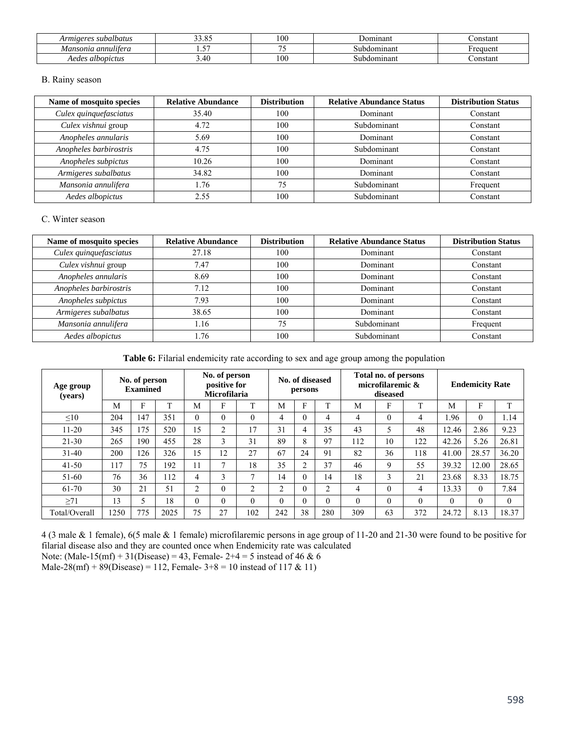| | | | | |
|---|---|---|---|---|
| *Armigeres subalbatus* | 33.85 | 100 | Dominant | Constant |
| *Mansonia annulifera* | 1.57 | 75 | Subdominant | Frequent |
| *Aedes albopictus* | 3.40 | 100 | Subdominant | Constant |

B. Rainy season

| Name of mosquito species | Relative Abundance | Distribution | Relative Abundance Status | Distribution Status |
|---|---|---|---|---|
| *Culex quinquefasciatus* | 35.40 | 100 | Dominant | Constant |
| *Culex vishnui* group | 4.72 | 100 | Subdominant | Constant |
| *Anopheles annularis* | 5.69 | 100 | Dominant | Constant |
| *Anopheles barbirostris* | 4.75 | 100 | Subdominant | Constant |
| *Anopheles subpictus* | 10.26 | 100 | Dominant | Constant |
| *Armigeres subalbatus* | 34.82 | 100 | Dominant | Constant |
| *Mansonia annulifera* | 1.76 | 75 | Subdominant | Frequent |
| *Aedes albopictus* | 2.55 | 100 | Subdominant | Constant |

C. Winter season

| Name of mosquito species | Relative Abundance | Distribution | Relative Abundance Status | Distribution Status |
|---|---|---|---|---|
| *Culex quinquefasciatus* | 27.18 | 100 | Dominant | Constant |
| *Culex vishnui* group | 7.47 | 100 | Dominant | Constant |
| *Anopheles annularis* | 8.69 | 100 | Dominant | Constant |
| *Anopheles barbirostris* | 7.12 | 100 | Dominant | Constant |
| *Anopheles subpictus* | 7.93 | 100 | Dominant | Constant |
| *Armigeres subalbatus* | 38.65 | 100 | Dominant | Constant |
| *Mansonia annulifera* | 1.16 | 75 | Subdominant | Frequent |
| *Aedes albopictus* | 1.76 | 100 | Subdominant | Constant |

**Table 6:** Filarial endemicity rate according to sex and age group among the population

| Age group (years) | No. of person Examined | | | No. of person positive for Microfilaria | | | No. of diseased persons | | | Total no. of persons microfilaremic & diseased | | | Endemicity Rate | | |
|---|---|---|---|---|---|---|---|---|---|---|---|---|---|---|---|
| | M | F | T | M | F | T | M | F | T | M | F | T | M | F | T |
| ≤10 | 204 | 147 | 351 | 0 | 0 | 0 | 4 | 0 | 4 | 4 | 0 | 4 | 1.96 | 0 | 1.14 |
| 11-20 | 345 | 175 | 520 | 15 | 2 | 17 | 31 | 4 | 35 | 43 | 5 | 48 | 12.46 | 2.86 | 9.23 |
| 21-30 | 265 | 190 | 455 | 28 | 3 | 31 | 89 | 8 | 97 | 112 | 10 | 122 | 42.26 | 5.26 | 26.81 |
| 31-40 | 200 | 126 | 326 | 15 | 12 | 27 | 67 | 24 | 91 | 82 | 36 | 118 | 41.00 | 28.57 | 36.20 |
| 41-50 | 117 | 75 | 192 | 11 | 7 | 18 | 35 | 2 | 37 | 46 | 9 | 55 | 39.32 | 12.00 | 28.65 |
| 51-60 | 76 | 36 | 112 | 4 | 3 | 7 | 14 | 0 | 14 | 18 | 3 | 21 | 23.68 | 8.33 | 18.75 |
| 61-70 | 30 | 21 | 51 | 2 | 0 | 2 | 2 | 0 | 2 | 4 | 0 | 4 | 13.33 | 0 | 7.84 |
| ≥71 | 13 | 5 | 18 | 0 | 0 | 0 | 0 | 0 | 0 | 0 | 0 | 0 | 0 | 0 | 0 |
| Total/Overall | 1250 | 775 | 2025 | 75 | 27 | 102 | 242 | 38 | 280 | 309 | 63 | 372 | 24.72 | 8.13 | 18.37 |

4 (3 male & 1 female), 6(5 male & 1 female) microfilaremic persons in age group of 11-20 and 21-30 were found to be positive for filarial disease also and they are counted once when Endemicity rate was calculated
Note: (Male-15(mf) + 31(Disease) = 43, Female- 2+4 = 5 instead of 46 & 6
Male-28(mf) + 89(Disease) = 112, Female- 3+8 = 10 instead of 117 & 11)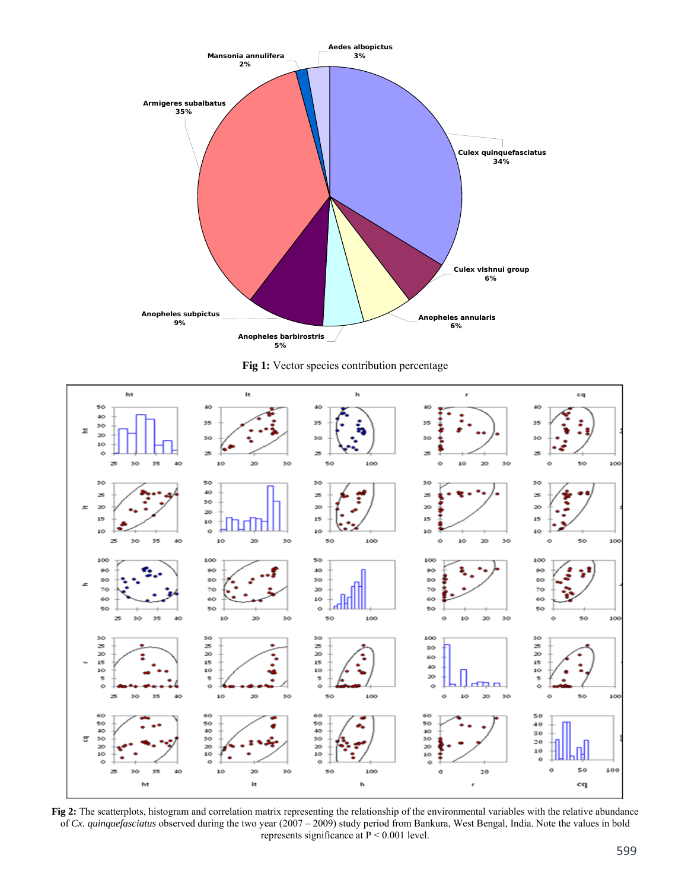Mansonia annulifera
2%

Aedes albopictus
3%

Armigeres subalbatus
35%

Culex quinquefasciatus
34%

Culex vishnui group
6%

Anopheles annularis
6%

Anopheles barbirostris
5%

Anopheles subpictus
9%

**Fig 1:** Vector species contribution percentage

ht

lt

h

r

cq

**Fig 2:** The scatterplots, histogram and correlation matrix representing the relationship of the environmental variables with the relative abundance of *Cx. quinquefasciatus* observed during the two year (2007 – 2009) study period from Bankura, West Bengal, India. Note the values in bold represents significance at P < 0.001 level.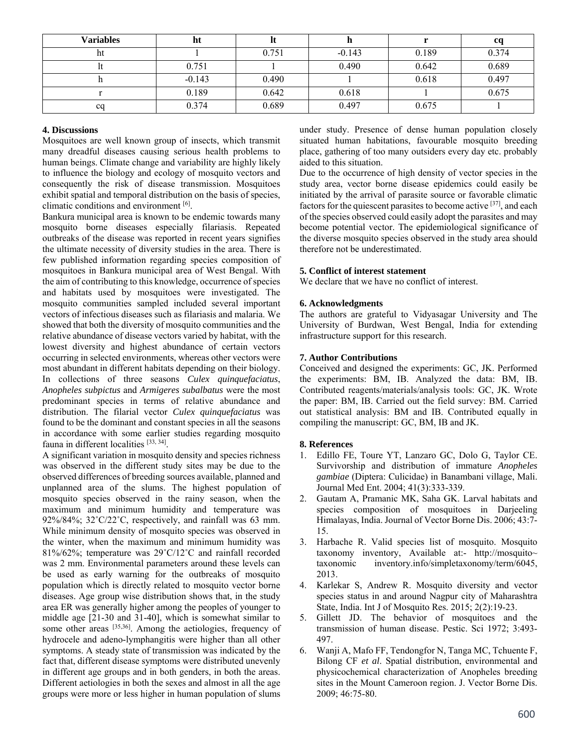| Variables | ht | lt | h | r | cq |
|---|---|---|---|---|---|
| ht | 1 | 0.751 | -0.143 | 0.189 | 0.374 |
| lt | 0.751 | 1 | 0.490 | 0.642 | 0.689 |
| h | -0.143 | 0.490 | 1 | 0.618 | 0.497 |
| r | 0.189 | 0.642 | 0.618 | 1 | 0.675 |
| cq | 0.374 | 0.689 | 0.497 | 0.675 | 1 |

### 4. Discussions

Mosquitoes are well known group of insects, which transmit many dreadful diseases causing serious health problems to human beings. Climate change and variability are highly likely to influence the biology and ecology of mosquito vectors and consequently the risk of disease transmission. Mosquitoes exhibit spatial and temporal distribution on the basis of species, climatic conditions and environment [6].

Bankura municipal area is known to be endemic towards many mosquito borne diseases especially filariasis. Repeated outbreaks of the disease was reported in recent years signifies the ultimate necessity of diversity studies in the area. There is few published information regarding species composition of mosquitoes in Bankura municipal area of West Bengal. With the aim of contributing to this knowledge, occurrence of species and habitats used by mosquitoes were investigated. The mosquito communities sampled included several important vectors of infectious diseases such as filariasis and malaria. We showed that both the diversity of mosquito communities and the relative abundance of disease vectors varied by habitat, with the lowest diversity and highest abundance of certain vectors occurring in selected environments, whereas other vectors were most abundant in different habitats depending on their biology. In collections of three seasons *Culex quinquefaciatus*, *Anopheles subpictus* and *Armigeres subalbatus* were the most predominant species in terms of relative abundance and distribution. The filarial vector *Culex quinquefaciatus* was found to be the dominant and constant species in all the seasons in accordance with some earlier studies regarding mosquito fauna in different localities [33, 34].

A significant variation in mosquito density and species richness was observed in the different study sites may be due to the observed differences of breeding sources available, planned and unplanned area of the slums. The highest population of mosquito species observed in the rainy season, when the maximum and minimum humidity and temperature was 92%/84%; 32˚C/22˚C, respectively, and rainfall was 63 mm. While minimum density of mosquito species was observed in the winter, when the maximum and minimum humidity was 81%/62%; temperature was 29˚C/12˚C and rainfall recorded was 2 mm. Environmental parameters around these levels can be used as early warning for the outbreaks of mosquito population which is directly related to mosquito vector borne diseases. Age group wise distribution shows that, in the study area ER was generally higher among the peoples of younger to middle age [21-30 and 31-40], which is somewhat similar to some other areas [35,36]. Among the aetiologies, frequency of hydrocele and adeno-lymphangitis were higher than all other symptoms. A steady state of transmission was indicated by the fact that, different disease symptoms were distributed unevenly in different age groups and in both genders, in both the areas. Different aetiologies in both the sexes and almost in all the age groups were more or less higher in human population of slums under study. Presence of dense human population closely situated human habitations, favourable mosquito breeding place, gathering of too many outsiders every day etc. probably aided to this situation.

Due to the occurrence of high density of vector species in the study area, vector borne disease epidemics could easily be initiated by the arrival of parasite source or favorable climatic factors for the quiescent parasites to become active [37], and each of the species observed could easily adopt the parasites and may become potential vector. The epidemiological significance of the diverse mosquito species observed in the study area should therefore not be underestimated.

### 5. Conflict of interest statement

We declare that we have no conflict of interest.

### 6. Acknowledgments

The authors are grateful to Vidyasagar University and The University of Burdwan, West Bengal, India for extending infrastructure support for this research.

### 7. Author Contributions

Conceived and designed the experiments: GC, JK. Performed the experiments: BM, IB. Analyzed the data: BM, IB. Contributed reagents/materials/analysis tools: GC, JK. Wrote the paper: BM, IB. Carried out the field survey: BM. Carried out statistical analysis: BM and IB. Contributed equally in compiling the manuscript: GC, BM, IB and JK.

### 8. References

1. Edillo FE, Toure YT, Lanzaro GC, Dolo G, Taylor CE. Survivorship and distribution of immature *Anopheles gambiae* (Diptera: Culicidae) in Banambani village, Mali. Journal Med Ent. 2004; 41(3):333-339.
2. Gautam A, Pramanic MK, Saha GK. Larval habitats and species composition of mosquitoes in Darjeeling Himalayas, India. Journal of Vector Borne Dis. 2006; 43:7-15.
3. Harbache R. Valid species list of mosquito. Mosquito taxonomy inventory, Available at:- http://mosquito~taxonomic inventory.info/simpletaxonomy/term/6045, 2013.
4. Karlekar S, Andrew R. Mosquito diversity and vector species status in and around Nagpur city of Maharashtra State, India. Int J of Mosquito Res. 2015; 2(2):19-23.
5. Gillett JD. The behavior of mosquitoes and the transmission of human disease. Pestic. Sci 1972; 3:493-497.
6. Wanji A, Mafo FF, Tendongfor N, Tanga MC, Tchuente F, Bilong CF *et al*. Spatial distribution, environmental and physicochemical characterization of Anopheles breeding sites in the Mount Cameroon region. J. Vector Borne Dis. 2009; 46:75-80.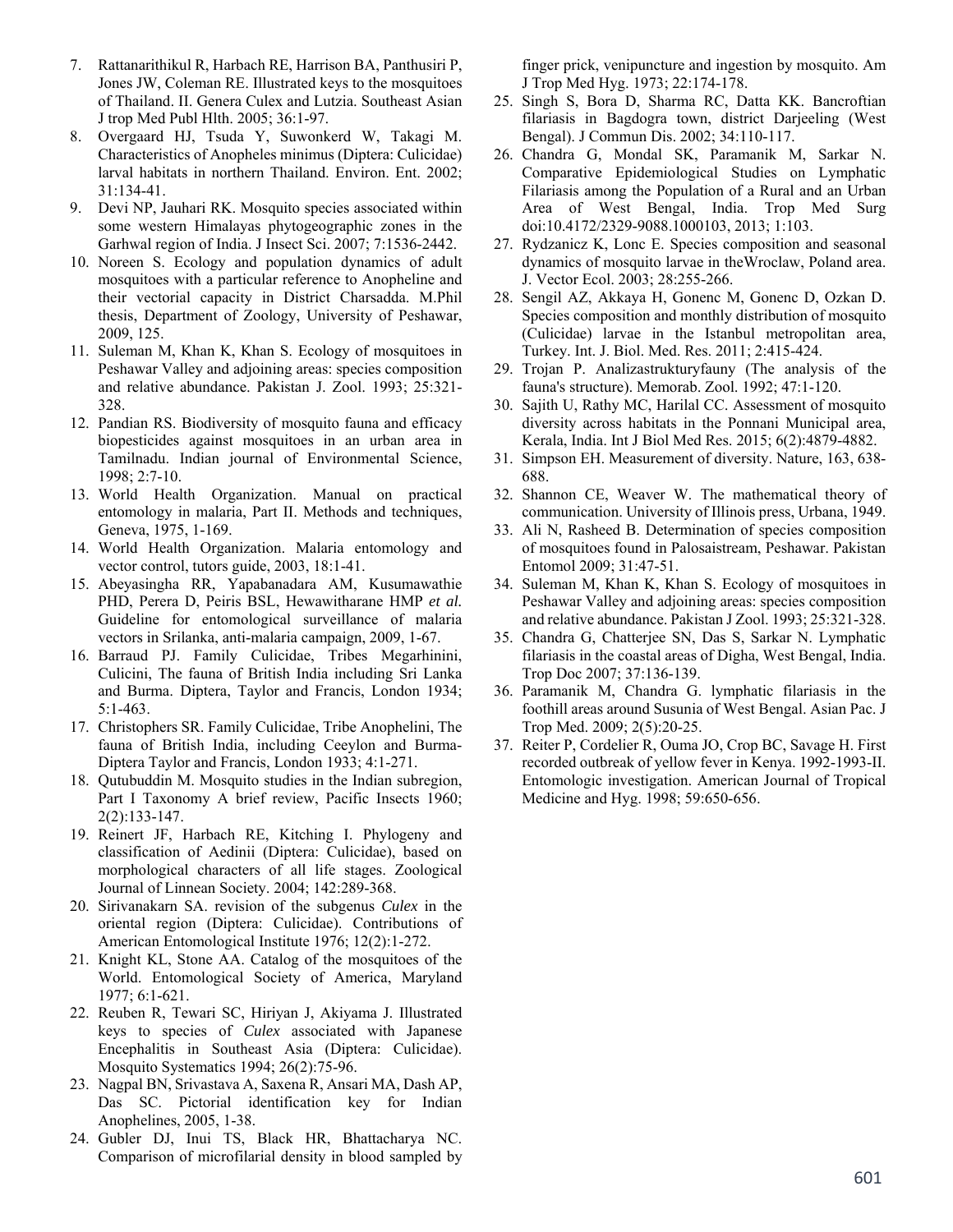7. Rattanarithikul R, Harbach RE, Harrison BA, Panthusiri P, Jones JW, Coleman RE. Illustrated keys to the mosquitoes of Thailand. II. Genera Culex and Lutzia. Southeast Asian J trop Med Publ Hlth. 2005; 36:1-97.
8. Overgaard HJ, Tsuda Y, Suwonkerd W, Takagi M. Characteristics of Anopheles minimus (Diptera: Culicidae) larval habitats in northern Thailand. Environ. Ent. 2002; 31:134-41.
9. Devi NP, Jauhari RK. Mosquito species associated within some western Himalayas phytogeographic zones in the Garhwal region of India. J Insect Sci. 2007; 7:1536-2442.
10. Noreen S. Ecology and population dynamics of adult mosquitoes with a particular reference to Anopheline and their vectorial capacity in District Charsadda. M.Phil thesis, Department of Zoology, University of Peshawar, 2009, 125.
11. Suleman M, Khan K, Khan S. Ecology of mosquitoes in Peshawar Valley and adjoining areas: species composition and relative abundance. Pakistan J. Zool. 1993; 25:321-328.
12. Pandian RS. Biodiversity of mosquito fauna and efficacy biopesticides against mosquitoes in an urban area in Tamilnadu. Indian journal of Environmental Science, 1998; 2:7-10.
13. World Health Organization. Manual on practical entomology in malaria, Part II. Methods and techniques, Geneva, 1975, 1-169.
14. World Health Organization. Malaria entomology and vector control, tutors guide, 2003, 18:1-41.
15. Abeyasingha RR, Yapabanadara AM, Kusumawathie PHD, Perera D, Peiris BSL, Hewawitharane HMP *et al.* Guideline for entomological surveillance of malaria vectors in Srilanka, anti-malaria campaign, 2009, 1-67.
16. Barraud PJ. Family Culicidae, Tribes Megarhinini, Culicini, The fauna of British India including Sri Lanka and Burma. Diptera, Taylor and Francis, London 1934; 5:1-463.
17. Christophers SR. Family Culicidae, Tribe Anophelini, The fauna of British India, including Ceeylon and Burma-Diptera Taylor and Francis, London 1933; 4:1-271.
18. Qutubuddin M. Mosquito studies in the Indian subregion, Part I Taxonomy A brief review, Pacific Insects 1960; 2(2):133-147.
19. Reinert JF, Harbach RE, Kitching I. Phylogeny and classification of Aedinii (Diptera: Culicidae), based on morphological characters of all life stages. Zoological Journal of Linnean Society. 2004; 142:289-368.
20. Sirivanakarn SA. revision of the subgenus *Culex* in the oriental region (Diptera: Culicidae). Contributions of American Entomological Institute 1976; 12(2):1-272.
21. Knight KL, Stone AA. Catalog of the mosquitoes of the World. Entomological Society of America, Maryland 1977; 6:1-621.
22. Reuben R, Tewari SC, Hiriyan J, Akiyama J. Illustrated keys to species of *Culex* associated with Japanese Encephalitis in Southeast Asia (Diptera: Culicidae). Mosquito Systematics 1994; 26(2):75-96.
23. Nagpal BN, Srivastava A, Saxena R, Ansari MA, Dash AP, Das SC. Pictorial identification key for Indian Anophelines, 2005, 1-38.
24. Gubler DJ, Inui TS, Black HR, Bhattacharya NC. Comparison of microfilarial density in blood sampled by finger prick, venipuncture and ingestion by mosquito. Am J Trop Med Hyg. 1973; 22:174-178.
25. Singh S, Bora D, Sharma RC, Datta KK. Bancroftian filariasis in Bagdogra town, district Darjeeling (West Bengal). J Commun Dis. 2002; 34:110-117.
26. Chandra G, Mondal SK, Paramanik M, Sarkar N. Comparative Epidemiological Studies on Lymphatic Filariasis among the Population of a Rural and an Urban Area of West Bengal, India. Trop Med Surg doi:10.4172/2329-9088.1000103, 2013; 1:103.
27. Rydzanicz K, Lonc E. Species composition and seasonal dynamics of mosquito larvae in theWroclaw, Poland area. J. Vector Ecol. 2003; 28:255-266.
28. Sengil AZ, Akkaya H, Gonenc M, Gonenc D, Ozkan D. Species composition and monthly distribution of mosquito (Culicidae) larvae in the Istanbul metropolitan area, Turkey. Int. J. Biol. Med. Res. 2011; 2:415-424.
29. Trojan P. Analizastrukturyfauny (The analysis of the fauna's structure). Memorab. Zool. 1992; 47:1-120.
30. Sajith U, Rathy MC, Harilal CC. Assessment of mosquito diversity across habitats in the Ponnani Municipal area, Kerala, India. Int J Biol Med Res. 2015; 6(2):4879-4882.
31. Simpson EH. Measurement of diversity. Nature, 163, 638-688.
32. Shannon CE, Weaver W. The mathematical theory of communication. University of Illinois press, Urbana, 1949.
33. Ali N, Rasheed B. Determination of species composition of mosquitoes found in Palosaistream, Peshawar. Pakistan Entomol 2009; 31:47-51.
34. Suleman M, Khan K, Khan S. Ecology of mosquitoes in Peshawar Valley and adjoining areas: species composition and relative abundance. Pakistan J Zool. 1993; 25:321-328.
35. Chandra G, Chatterjee SN, Das S, Sarkar N. Lymphatic filariasis in the coastal areas of Digha, West Bengal, India. Trop Doc 2007; 37:136-139.
36. Paramanik M, Chandra G. lymphatic filariasis in the foothill areas around Susunia of West Bengal. Asian Pac. J Trop Med. 2009; 2(5):20-25.
37. Reiter P, Cordelier R, Ouma JO, Crop BC, Savage H. First recorded outbreak of yellow fever in Kenya. 1992-1993-II. Entomologic investigation. American Journal of Tropical Medicine and Hyg. 1998; 59:650-656.